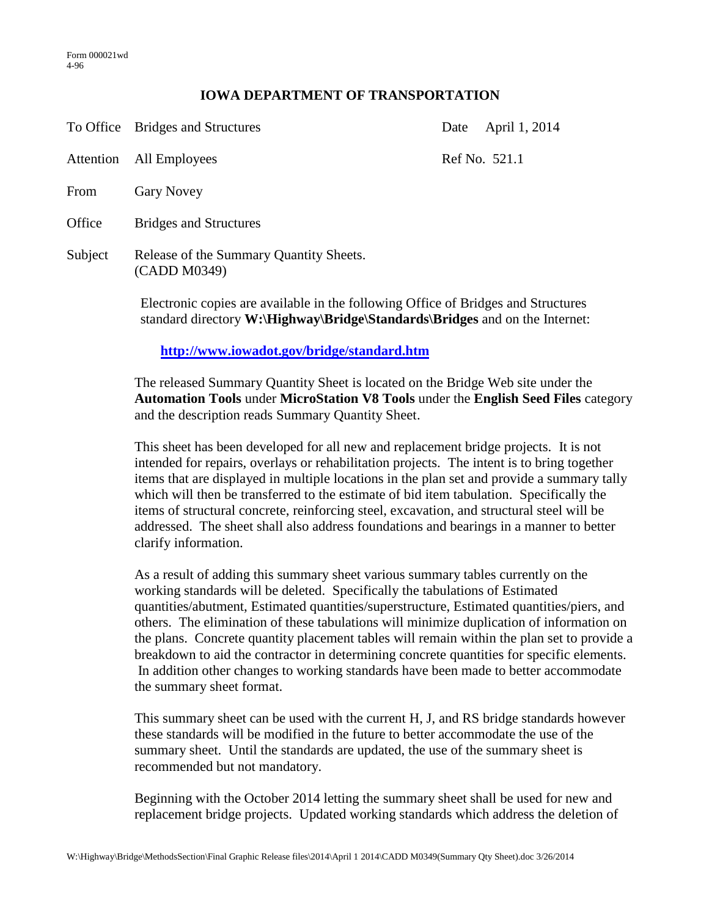Form 000021wd
4-96

# IOWA DEPARTMENT OF TRANSPORTATION

| | | | |
|---|---|---|---|
| To Office | Bridges and Structures | Date | April 1, 2014 |
| Attention | All Employees | Ref No. | 521.1 |
| From | Gary Novey | | |
| Office | Bridges and Structures | | |
| Subject | Release of the Summary Quantity Sheets. (CADD M0349) | | |

Electronic copies are available in the following Office of Bridges and Structures standard directory **W:\Highway\Bridge\Standards\Bridges** and on the Internet:

**http://www.iowadot.gov/bridge/standard.htm**

The released Summary Quantity Sheet is located on the Bridge Web site under the **Automation Tools** under **MicroStation V8 Tools** under the **English Seed Files** category and the description reads Summary Quantity Sheet.

This sheet has been developed for all new and replacement bridge projects. It is not intended for repairs, overlays or rehabilitation projects. The intent is to bring together items that are displayed in multiple locations in the plan set and provide a summary tally which will then be transferred to the estimate of bid item tabulation. Specifically the items of structural concrete, reinforcing steel, excavation, and structural steel will be addressed. The sheet shall also address foundations and bearings in a manner to better clarify information.

As a result of adding this summary sheet various summary tables currently on the working standards will be deleted. Specifically the tabulations of Estimated quantities/abutment, Estimated quantities/superstructure, Estimated quantities/piers, and others. The elimination of these tabulations will minimize duplication of information on the plans. Concrete quantity placement tables will remain within the plan set to provide a breakdown to aid the contractor in determining concrete quantities for specific elements. In addition other changes to working standards have been made to better accommodate the summary sheet format.

This summary sheet can be used with the current H, J, and RS bridge standards however these standards will be modified in the future to better accommodate the use of the summary sheet. Until the standards are updated, the use of the summary sheet is recommended but not mandatory.

Beginning with the October 2014 letting the summary sheet shall be used for new and replacement bridge projects. Updated working standards which address the deletion of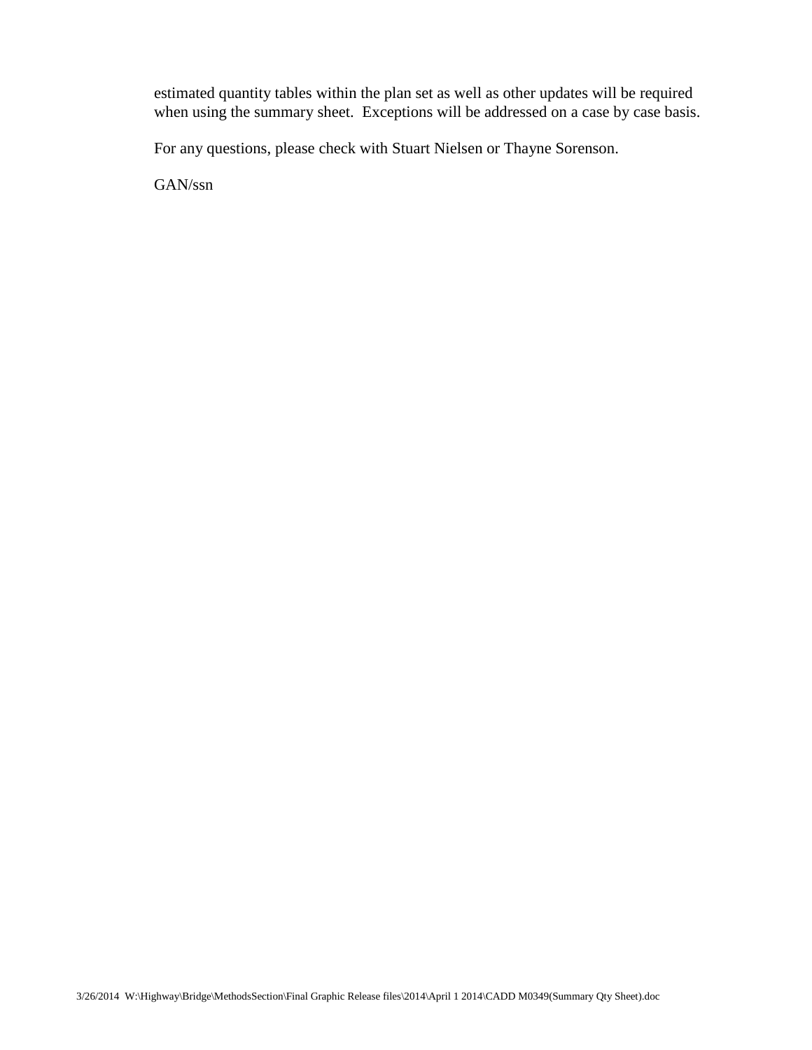estimated quantity tables within the plan set as well as other updates will be required when using the summary sheet. Exceptions will be addressed on a case by case basis.

For any questions, please check with Stuart Nielsen or Thayne Sorenson.

GAN/ssn

3/26/2014 W:\Highway\Bridge\MethodsSection\Final Graphic Release files\2014\April 1 2014\CADD M0349(Summary Qty Sheet).doc